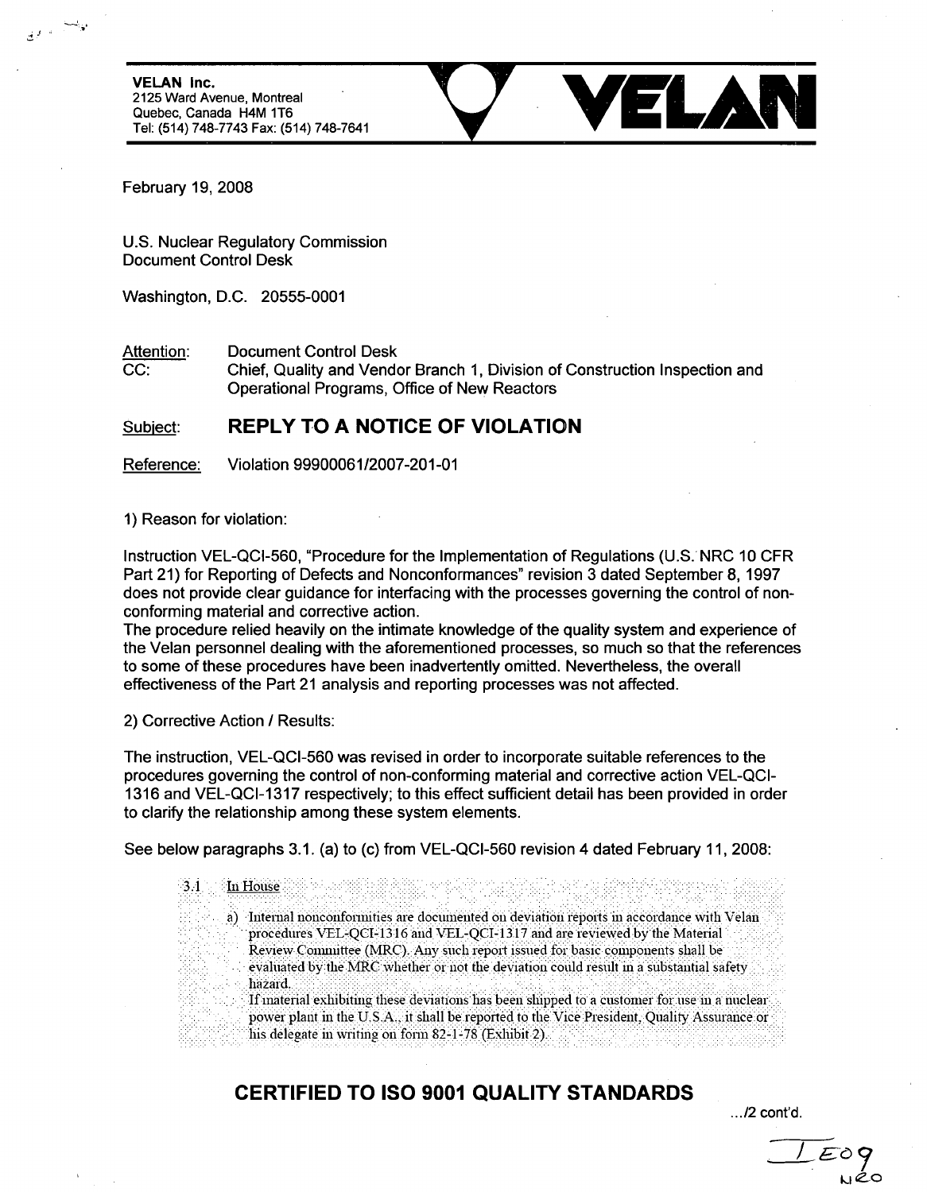**VELAN Inc.**
2125 Ward Avenue, Montreal
Quebec, Canada H4M 1T6
Tel: (514) 748-7743 Fax: (514) 748-7641

**VELAN**

February 19, 2008

U.S. Nuclear Regulatory Commission
Document Control Desk

Washington, D.C. 20555-0001

Attention: Document Control Desk
CC: Chief, Quality and Vendor Branch 1, Division of Construction Inspection and Operational Programs, Office of New Reactors

Subject: **REPLY TO A NOTICE OF VIOLATION**

Reference: Violation 99900061/2007-201-01

1) Reason for violation:

Instruction VEL-QCI-560, "Procedure for the Implementation of Regulations (U.S. NRC 10 CFR Part 21) for Reporting of Defects and Nonconformances" revision 3 dated September 8, 1997 does not provide clear guidance for interfacing with the processes governing the control of non-conforming material and corrective action.
The procedure relied heavily on the intimate knowledge of the quality system and experience of the Velan personnel dealing with the aforementioned processes, so much so that the references to some of these procedures have been inadvertently omitted. Nevertheless, the overall effectiveness of the Part 21 analysis and reporting processes was not affected.

2) Corrective Action / Results:

The instruction, VEL-QCI-560 was revised in order to incorporate suitable references to the procedures governing the control of non-conforming material and corrective action VEL-QCI-1316 and VEL-QCI-1317 respectively; to this effect sufficient detail has been provided in order to clarify the relationship among these system elements.

See below paragraphs 3.1. (a) to (c) from VEL-QCI-560 revision 4 dated February 11, 2008:

> 3.1 In House
>
> a) Internal nonconformities are documented on deviation reports in accordance with Velan procedures VEL-QCI-1316 and VEL-QCI-1317 and are reviewed by the Material Review Committee (MRC). Any such report issued for basic components shall be evaluated by the MRC whether or not the deviation could result in a substantial safety hazard.
> If material exhibiting these deviations has been shipped to a customer for use in a nuclear power plant in the U.S.A., it shall be reported to the Vice President, Quality Assurance or his delegate in writing on form 82-1-78 (Exhibit 2).

**CERTIFIED TO ISO 9001 QUALITY STANDARDS**

.../2 cont'd.

IE09
NRO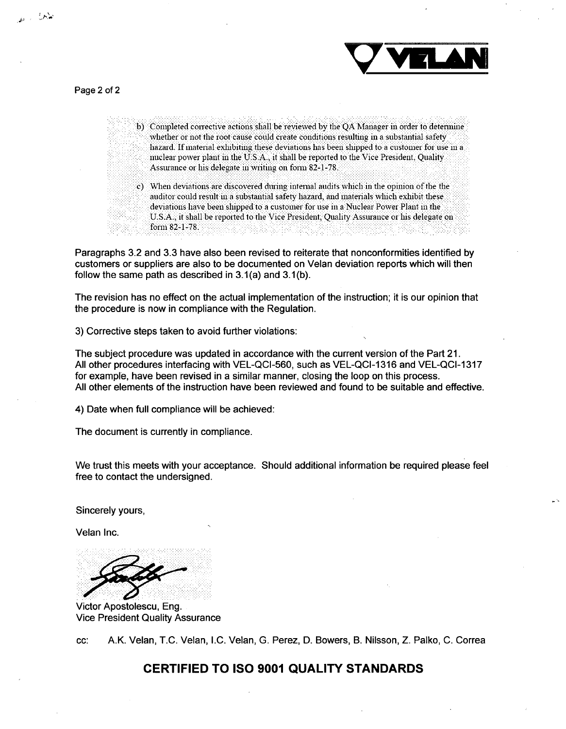b) Completed corrective actions shall be reviewed by the QA Manager in order to determine whether or not the root cause could create conditions resulting in a substantial safety hazard. If material exhibiting these deviations has been shipped to a customer for use in a nuclear power plant in the U.S.A., it shall be reported to the Vice President, Quality Assurance or his delegate in writing on form 82-1-78.

c) When deviations are discovered during internal audits which in the opinion of the the auditor could result in a substantial safety hazard, and materials which exhibit these deviations have been shipped to a customer for use in a Nuclear Power Plant in the U.S.A., it shall be reported to the Vice President, Quality Assurance or his delegate on form 82-1-78.

Paragraphs 3.2 and 3.3 have also been revised to reiterate that nonconformities identified by customers or suppliers are also to be documented on Velan deviation reports which will then follow the same path as described in 3.1(a) and 3.1(b).

The revision has no effect on the actual implementation of the instruction; it is our opinion that the procedure is now in compliance with the Regulation.

3) Corrective steps taken to avoid further violations:

The subject procedure was updated in accordance with the current version of the Part 21. All other procedures interfacing with VEL-QCI-560, such as VEL-QCI-1316 and VEL-QCI-1317 for example, have been revised in a similar manner, closing the loop on this process. All other elements of the instruction have been reviewed and found to be suitable and effective.

4) Date when full compliance will be achieved:

The document is currently in compliance.

We trust this meets with your acceptance. Should additional information be required please feel free to contact the undersigned.

Sincerely yours,

Velan Inc.

Victor Apostolescu, Eng.
Vice President Quality Assurance

cc: A.K. Velan, T.C. Velan, I.C. Velan, G. Perez, D. Bowers, B. Nilsson, Z. Palko, C. Correa

**CERTIFIED TO ISO 9001 QUALITY STANDARDS**